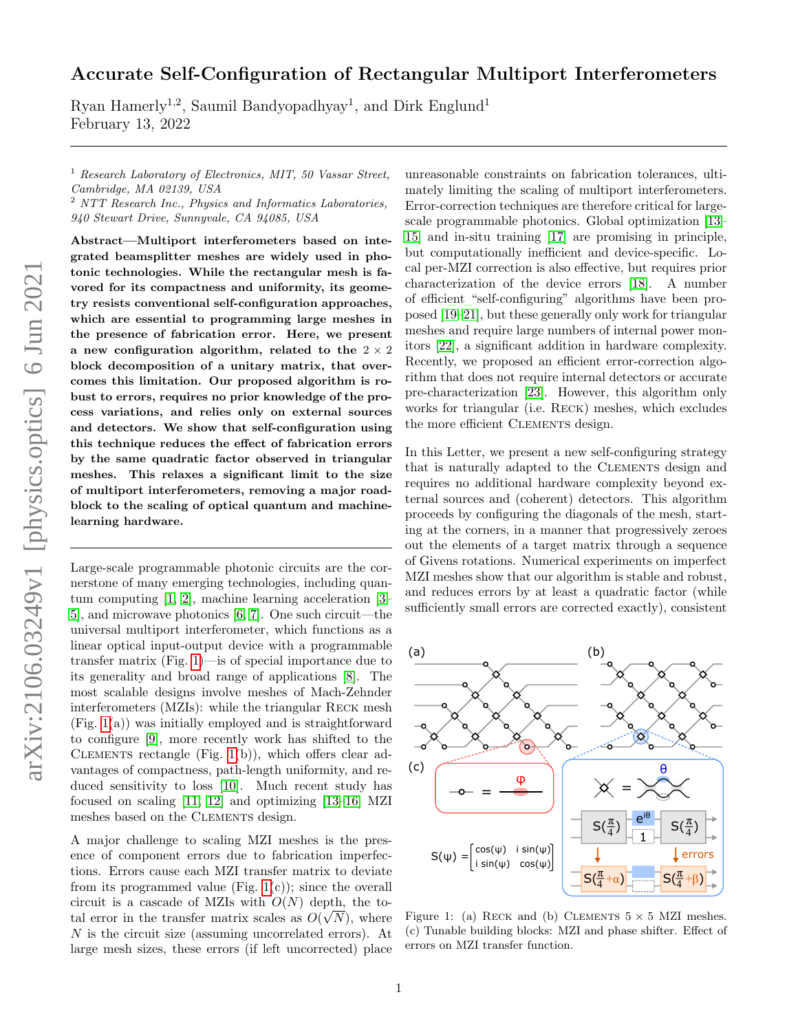# Accurate Self-Configuration of Rectangular Multiport Interferometers

Ryan Hamerly[1,2], Saumil Bandyopadhyay[1], and Dirk Englund[1]
February 13, 2022

[1] *Research Laboratory of Electronics, MIT, 50 Vassar Street, Cambridge, MA 02139, USA*
[2] *NTT Research Inc., Physics and Informatics Laboratories, 940 Stewart Drive, Sunnyvale, CA 94085, USA*

**Abstract—Multiport interferometers based on integrated beamsplitter meshes are widely used in photonic technologies. While the rectangular mesh is favored for its compactness and uniformity, its geometry resists conventional self-configuration approaches, which are essential to programming large meshes in the presence of fabrication error. Here, we present a new configuration algorithm, related to the $2 \times 2$ block decomposition of a unitary matrix, that overcomes this limitation. Our proposed algorithm is robust to errors, requires no prior knowledge of the process variations, and relies only on external sources and detectors. We show that self-configuration using this technique reduces the effect of fabrication errors by the same quadratic factor observed in triangular meshes. This relaxes a significant limit to the size of multiport interferometers, removing a major roadblock to the scaling of optical quantum and machine-learning hardware.**

Large-scale programmable photonic circuits are the cornerstone of many emerging technologies, including quantum computing [1, 2], machine learning acceleration [3–5], and microwave photonics [6, 7]. One such circuit—the universal multiport interferometer, which functions as a linear optical input-output device with a programmable transfer matrix (Fig. 1)—is of special importance due to its generality and broad range of applications [8]. The most scalable designs involve meshes of Mach-Zehnder interferometers (MZIs): while the triangular Reck mesh (Fig. 1(a)) was initially employed and is straightforward to configure [9], more recently work has shifted to the Clements rectangle (Fig. 1(b)), which offers clear advantages of compactness, path-length uniformity, and reduced sensitivity to loss [10]. Much recent study has focused on scaling [11, 12] and optimizing [13–16] MZI meshes based on the Clements design.

A major challenge to scaling MZI meshes is the presence of component errors due to fabrication imperfections. Errors cause each MZI transfer matrix to deviate from its programmed value (Fig. 1(c)); since the overall circuit is a cascade of MZIs with $O(N)$ depth, the total error in the transfer matrix scales as $O(\sqrt{N})$, where $N$ is the circuit size (assuming uncorrelated errors). At large mesh sizes, these errors (if left uncorrected) place unreasonable constraints on fabrication tolerances, ultimately limiting the scaling of multiport interferometers. Error-correction techniques are therefore critical for large-scale programmable photonics. Global optimization [13–15] and in-situ training [17] are promising in principle, but computationally inefficient and device-specific. Local per-MZI correction is also effective, but requires prior characterization of the device errors [18]. A number of efficient "self-configuring" algorithms have been proposed [19–21], but these generally only work for triangular meshes and require large numbers of internal power monitors [22], a significant addition in hardware complexity. Recently, we proposed an efficient error-correction algorithm that does not require internal detectors or accurate pre-characterization [23]. However, this algorithm only works for triangular (i.e. Reck) meshes, which excludes the more efficient Clements design.

In this Letter, we present a new self-configuring strategy that is naturally adapted to the Clements design and requires no additional hardware complexity beyond external sources and (coherent) detectors. This algorithm proceeds by configuring the diagonals of the mesh, starting at the corners, in a manner that progressively zeroes out the elements of a target matrix through a sequence of Givens rotations. Numerical experiments on imperfect MZI meshes show that our algorithm is stable and robust, and reduces errors by at least a quadratic factor (while sufficiently small errors are corrected exactly), consistent

Figure 1: (a) Reck and (b) Clements $5 \times 5$ MZI meshes. (c) Tunable building blocks: MZI and phase shifter. Effect of errors on MZI transfer function.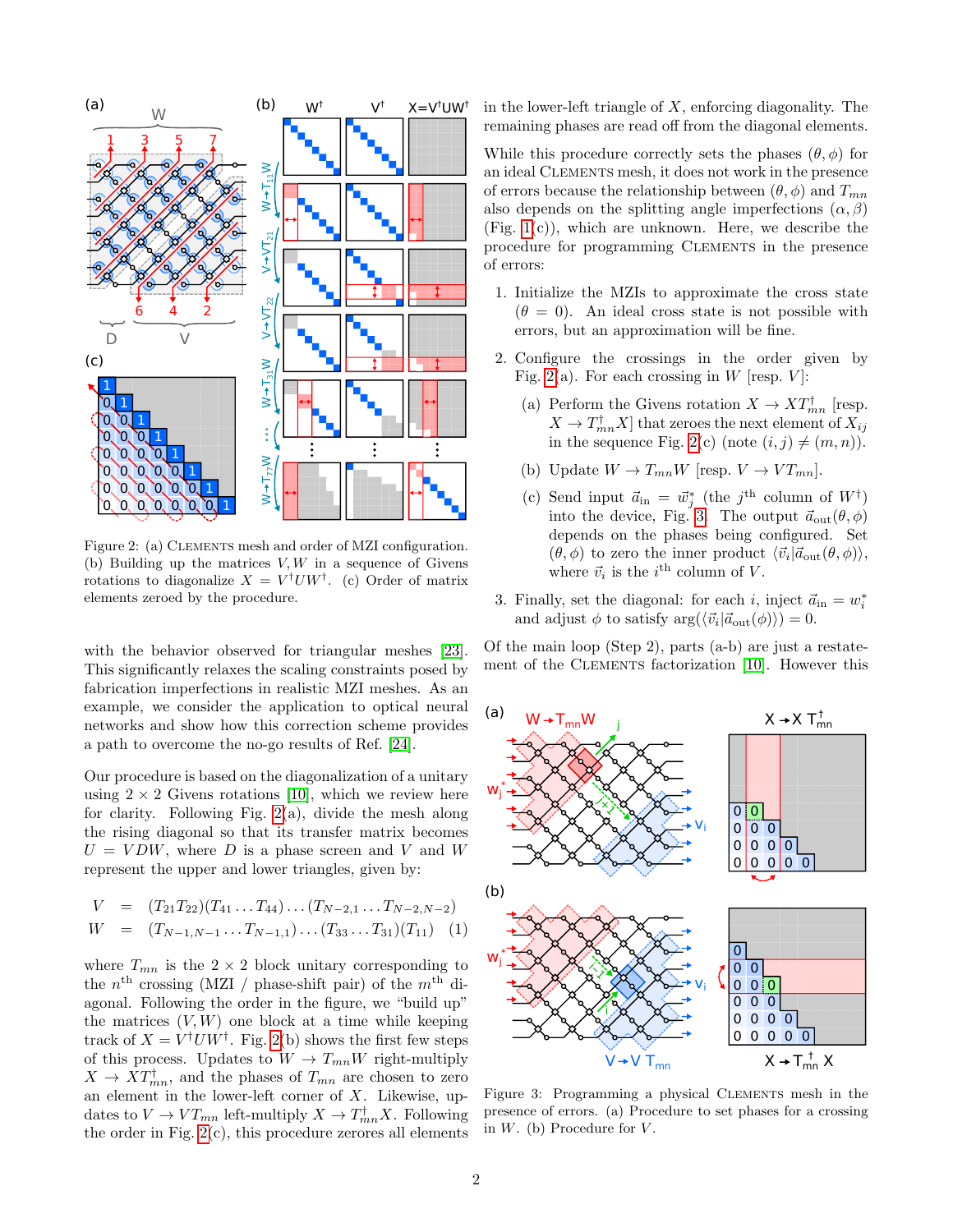Figure 2: (a) CLEMENTS mesh and order of MZI configuration. (b) Building up the matrices $V, W$ in a sequence of Givens rotations to diagonalize $X = V^\dagger U W^\dagger$. (c) Order of matrix elements zeroed by the procedure.

with the behavior observed for triangular meshes [23]. This significantly relaxes the scaling constraints posed by fabrication imperfections in realistic MZI meshes. As an example, we consider the application to optical neural networks and show how this correction scheme provides a path to overcome the no-go results of Ref. [24].

Our procedure is based on the diagonalization of a unitary using $2 \times 2$ Givens rotations [10], which we review here for clarity. Following Fig. 2(a), divide the mesh along the rising diagonal so that its transfer matrix becomes $U = VDW$, where $D$ is a phase screen and $V$ and $W$ represent the upper and lower triangles, given by:

$$
\begin{aligned}
V &= (T_{21}T_{22})(T_{41}\ldots T_{44})\ldots(T_{N-2,1}\ldots T_{N-2,N-2}) \\
W &= (T_{N-1,N-1}\ldots T_{N-1,1})\ldots(T_{33}\ldots T_{31})(T_{11})
\end{aligned} \quad (1)
$$

where $T_{mn}$ is the $2 \times 2$ block unitary corresponding to the $n^{\text{th}}$ crossing (MZI / phase-shift pair) of the $m^{\text{th}}$ diagonal. Following the order in the figure, we "build up" the matrices $(V, W)$ one block at a time while keeping track of $X = V^\dagger U W^\dagger$. Fig. 2(b) shows the first few steps of this process. Updates to $W \to T_{mn}W$ right-multiply $X \to XT_{mn}^\dagger$, and the phases of $T_{mn}$ are chosen to zero an element in the lower-left corner of $X$. Likewise, updates to $V \to VT_{mn}$ left-multiply $X \to T_{mn}^\dagger X$. Following the order in Fig. 2(c), this procedure zerores all elements in the lower-left triangle of $X$, enforcing diagonality. The remaining phases are read off from the diagonal elements.

While this procedure correctly sets the phases $(\theta, \phi)$ for an ideal CLEMENTS mesh, it does not work in the presence of errors because the relationship between $(\theta, \phi)$ and $T_{mn}$ also depends on the splitting angle imperfections $(\alpha, \beta)$ (Fig. 1(c)), which are unknown. Here, we describe the procedure for programming CLEMENTS in the presence of errors:

1. Initialize the MZIs to approximate the cross state ($\theta = 0$). An ideal cross state is not possible with errors, but an approximation will be fine.

2. Configure the crossings in the order given by Fig. 2(a). For each crossing in $W$ [resp. $V$]:

   (a) Perform the Givens rotation $X \to XT_{mn}^\dagger$ [resp. $X \to T_{mn}^\dagger X$] that zeroes the next element of $X_{ij}$ in the sequence Fig. 2(c) (note $(i, j) \neq (m, n)$).

   (b) Update $W \to T_{mn}W$ [resp. $V \to VT_{mn}$].

   (c) Send input $\vec{a}_{\text{in}} = \vec{w}_j^*$ (the $j^{\text{th}}$ column of $W^\dagger$) into the device, Fig. 3. The output $\vec{a}_{\text{out}}(\theta, \phi)$ depends on the phases being configured. Set $(\theta, \phi)$ to zero the inner product $\langle \vec{v}_i | \vec{a}_{\text{out}}(\theta, \phi) \rangle$, where $\vec{v}_i$ is the $i^{\text{th}}$ column of $V$.

3. Finally, set the diagonal: for each $i$, inject $\vec{a}_{\text{in}} = w_i^*$ and adjust $\phi$ to satisfy $\arg(\langle \vec{v}_i | \vec{a}_{\text{out}}(\phi) \rangle) = 0$.

Of the main loop (Step 2), parts (a-b) are just a restatement of the CLEMENTS factorization [10]. However this

Figure 3: Programming a physical CLEMENTS mesh in the presence of errors. (a) Procedure to set phases for a crossing in $W$. (b) Procedure for $V$.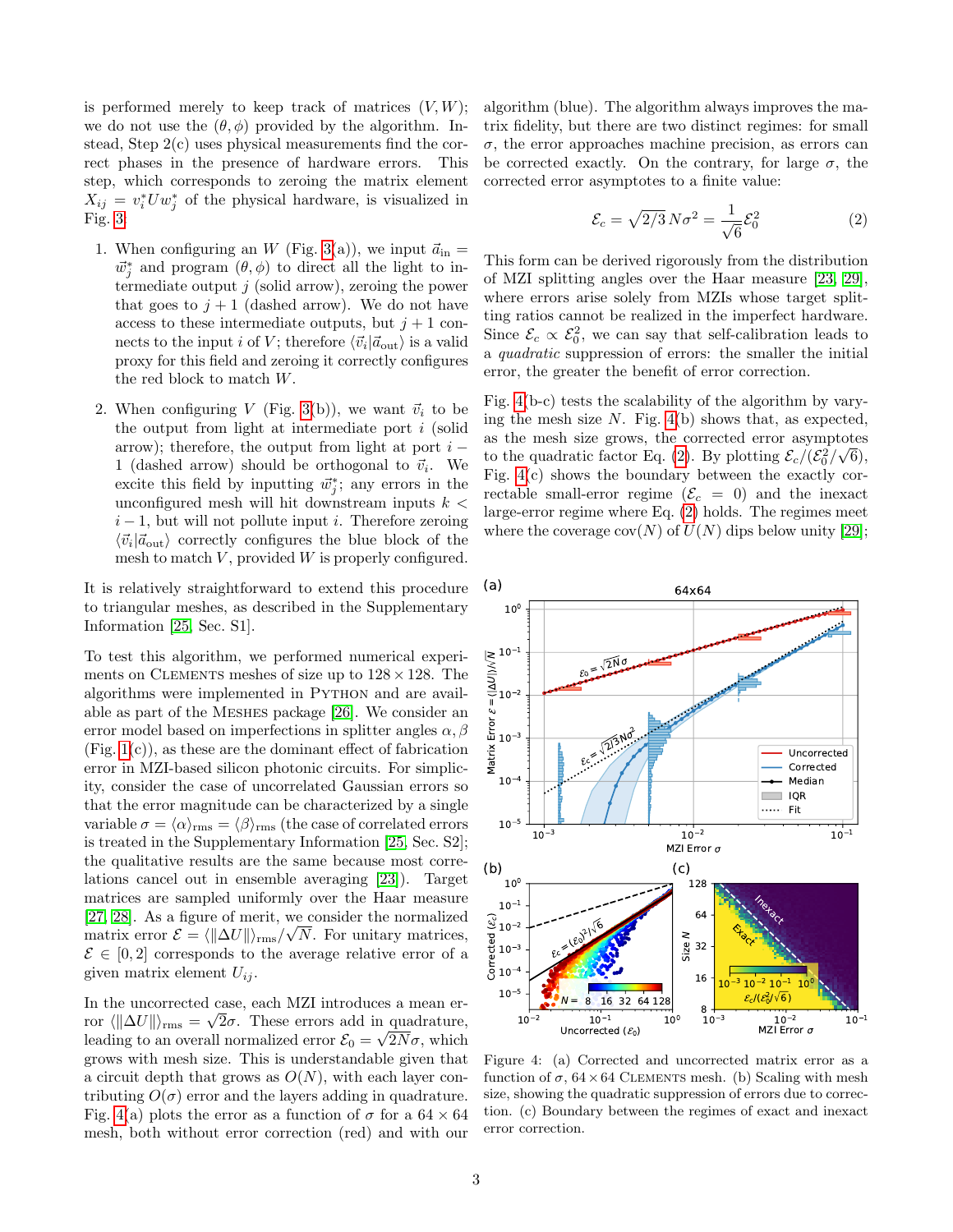is performed merely to keep track of matrices $(V, W)$; we do not use the $(\theta, \phi)$ provided by the algorithm. Instead, Step 2(c) uses physical measurements find the correct phases in the presence of hardware errors. This step, which corresponds to zeroing the matrix element $X_{ij} = v_i^* U w_j^*$ of the physical hardware, is visualized in Fig. 3.

1. When configuring an $W$ (Fig. 3(a)), we input $\vec{a}_{\rm in} = \vec{w}_j^*$ and program $(\theta, \phi)$ to direct all the light to intermediate output $j$ (solid arrow), zeroing the power that goes to $j+1$ (dashed arrow). We do not have access to these intermediate outputs, but $j+1$ connects to the input $i$ of $V$; therefore $\langle \vec{v}_i | \vec{a}_{\rm out} \rangle$ is a valid proxy for this field and zeroing it correctly configures the red block to match $W$.

2. When configuring $V$ (Fig. 3(b)), we want $\vec{v}_i$ to be the output from light at intermediate port $i$ (solid arrow); therefore, the output from light at port $i-1$ (dashed arrow) should be orthogonal to $\vec{v}_i$. We excite this field by inputting $\vec{w}_j^*$; any errors in the unconfigured mesh will hit downstream inputs $k < i-1$, but will not pollute input $i$. Therefore zeroing $\langle \vec{v}_i | \vec{a}_{\rm out} \rangle$ correctly configures the blue block of the mesh to match $V$, provided $W$ is properly configured.

It is relatively straightforward to extend this procedure to triangular meshes, as described in the Supplementary Information [25, Sec. S1].

To test this algorithm, we performed numerical experiments on CLEMENTS meshes of size up to $128 \times 128$. The algorithms were implemented in PYTHON and are available as part of the MESHES package [26]. We consider an error model based on imperfections in splitter angles $\alpha, \beta$ (Fig. 1(c)), as these are the dominant effect of fabrication error in MZI-based silicon photonic circuits. For simplicity, consider the case of uncorrelated Gaussian errors so that the error magnitude can be characterized by a single variable $\sigma = \langle \alpha \rangle_{\rm rms} = \langle \beta \rangle_{\rm rms}$ (the case of correlated errors is treated in the Supplementary Information [25, Sec. S2]; the qualitative results are the same because most correlations cancel out in ensemble averaging [23]). Target matrices are sampled uniformly over the Haar measure [27, 28]. As a figure of merit, we consider the normalized matrix error $\mathcal{E} = \langle \|\Delta U\| \rangle_{\rm rms}/\sqrt{N}$. For unitary matrices, $\mathcal{E} \in [0, 2]$ corresponds to the average relative error of a given matrix element $U_{ij}$.

In the uncorrected case, each MZI introduces a mean error $\langle \|\Delta U\| \rangle_{\rm rms} = \sqrt{2}\sigma$. These errors add in quadrature, leading to an overall normalized error $\mathcal{E}_0 = \sqrt{2N}\sigma$, which grows with mesh size. This is understandable given that a circuit depth that grows as $O(N)$, with each layer contributing $O(\sigma)$ error and the layers adding in quadrature. Fig. 4(a) plots the error as a function of $\sigma$ for a $64 \times 64$ mesh, both without error correction (red) and with our algorithm (blue). The algorithm always improves the matrix fidelity, but there are two distinct regimes: for small $\sigma$, the error approaches machine precision, as errors can be corrected exactly. On the contrary, for large $\sigma$, the corrected error asymptotes to a finite value:

$$\mathcal{E}_c = \sqrt{2/3}\,N\sigma^2 = \frac{1}{\sqrt{6}}\mathcal{E}_0^2 \tag{2}$$

This form can be derived rigorously from the distribution of MZI splitting angles over the Haar measure [23, 29], where errors arise solely from MZIs whose target splitting ratios cannot be realized in the imperfect hardware. Since $\mathcal{E}_c \propto \mathcal{E}_0^2$, we can say that self-calibration leads to a *quadratic* suppression of errors: the smaller the initial error, the greater the benefit of error correction.

Fig. 4(b-c) tests the scalability of the algorithm by varying the mesh size $N$. Fig. 4(b) shows that, as expected, as the mesh size grows, the corrected error asymptotes to the quadratic factor Eq. (2). By plotting $\mathcal{E}_c/(\mathcal{E}_0^2/\sqrt{6})$, Fig. 4(c) shows the boundary between the exactly correctable small-error regime ($\mathcal{E}_c = 0$) and the inexact large-error regime where Eq. (2) holds. The regimes meet where the coverage $\mathrm{cov}(N)$ of $U(N)$ dips below unity [29];

Figure 4: (a) Corrected and uncorrected matrix error as a function of $\sigma$, $64 \times 64$ CLEMENTS mesh. (b) Scaling with mesh size, showing the quadratic suppression of errors due to correction. (c) Boundary between the regimes of exact and inexact error correction.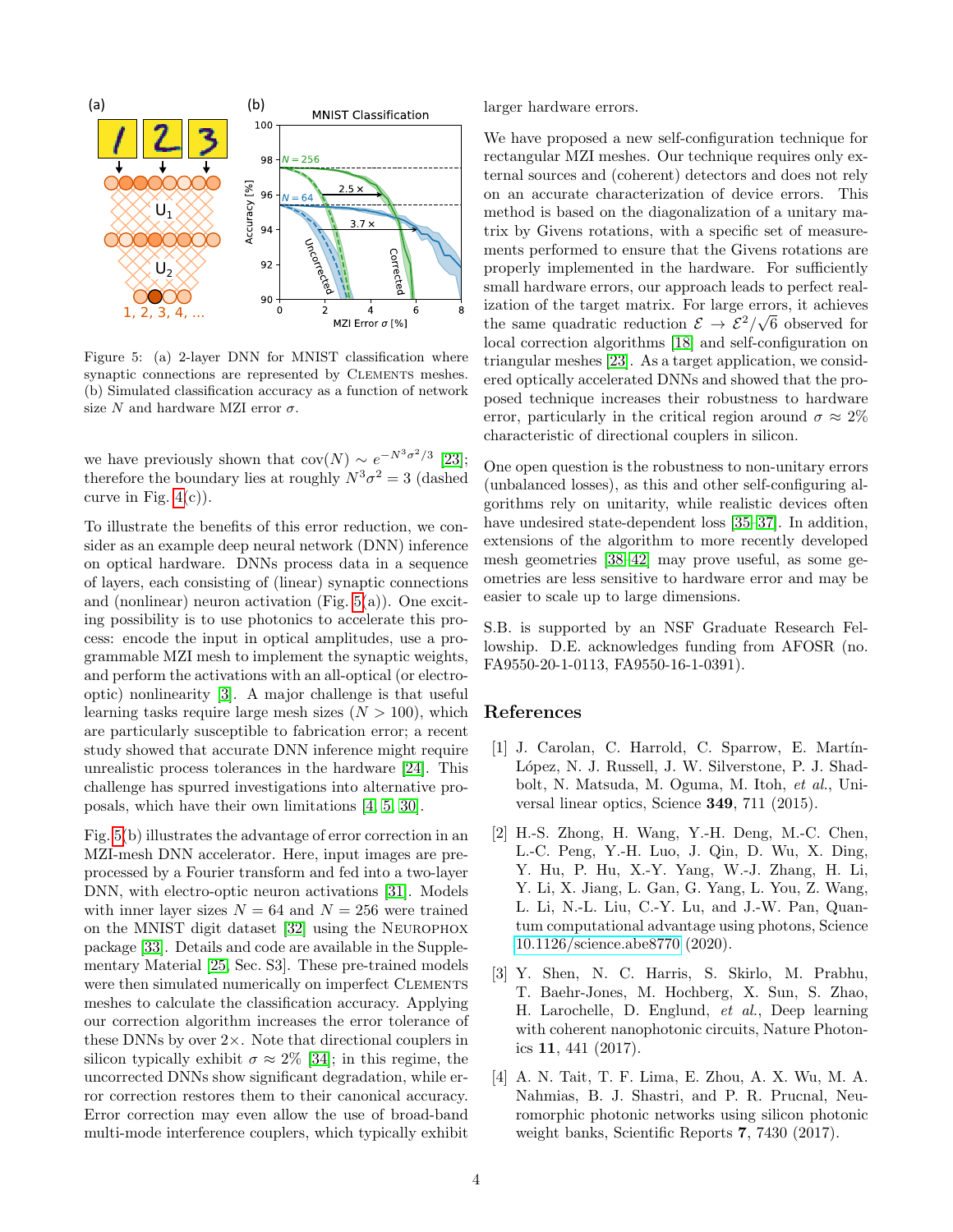Figure 5: (a) 2-layer DNN for MNIST classification where synaptic connections are represented by Clements meshes. (b) Simulated classification accuracy as a function of network size $N$ and hardware MZI error $\sigma$.

we have previously shown that $\text{cov}(N) \sim e^{-N^3\sigma^2/3}$ [23]; therefore the boundary lies at roughly $N^3\sigma^2 = 3$ (dashed curve in Fig. 4(c)).

To illustrate the benefits of this error reduction, we consider as an example deep neural network (DNN) inference on optical hardware. DNNs process data in a sequence of layers, each consisting of (linear) synaptic connections and (nonlinear) neuron activation (Fig. 5(a)). One exciting possibility is to use photonics to accelerate this process: encode the input in optical amplitudes, use a programmable MZI mesh to implement the synaptic weights, and perform the activations with an all-optical (or electro-optic) nonlinearity [3]. A major challenge is that useful learning tasks require large mesh sizes ($N > 100$), which are particularly susceptible to fabrication error; a recent study showed that accurate DNN inference might require unrealistic process tolerances in the hardware [24]. This challenge has spurred investigations into alternative proposals, which have their own limitations [4, 5, 30].

Fig. 5(b) illustrates the advantage of error correction in an MZI-mesh DNN accelerator. Here, input images are preprocessed by a Fourier transform and fed into a two-layer DNN, with electro-optic neuron activations [31]. Models with inner layer sizes $N = 64$ and $N = 256$ were trained on the MNIST digit dataset [32] using the Neurophox package [33]. Details and code are available in the Supplementary Material [25, Sec. S3]. These pre-trained models were then simulated numerically on imperfect Clements meshes to calculate the classification accuracy. Applying our correction algorithm increases the error tolerance of these DNNs by over 2×. Note that directional couplers in silicon typically exhibit $\sigma \approx 2\%$ [34]; in this regime, the uncorrected DNNs show significant degradation, while error correction restores them to their canonical accuracy. Error correction may even allow the use of broad-band multi-mode interference couplers, which typically exhibit larger hardware errors.

We have proposed a new self-configuration technique for rectangular MZI meshes. Our technique requires only external sources and (coherent) detectors and does not rely on an accurate characterization of device errors. This method is based on the diagonalization of a unitary matrix by Givens rotations, with a specific set of measurements performed to ensure that the Givens rotations are properly implemented in the hardware. For sufficiently small hardware errors, our approach leads to perfect realization of the target matrix. For large errors, it achieves the same quadratic reduction $\mathcal{E} \rightarrow \mathcal{E}^2/\sqrt{6}$ observed for local correction algorithms [18] and self-configuration on triangular meshes [23]. As a target application, we considered optically accelerated DNNs and showed that the proposed technique increases their robustness to hardware error, particularly in the critical region around $\sigma \approx 2\%$ characteristic of directional couplers in silicon.

One open question is the robustness to non-unitary errors (unbalanced losses), as this and other self-configuring algorithms rely on unitarity, while realistic devices often have undesired state-dependent loss [35–37]. In addition, extensions of the algorithm to more recently developed mesh geometries [38–42] may prove useful, as some geometries are less sensitive to hardware error and may be easier to scale up to large dimensions.

S.B. is supported by an NSF Graduate Research Fellowship. D.E. acknowledges funding from AFOSR (no. FA9550-20-1-0113, FA9550-16-1-0391).

## References

[1] J. Carolan, C. Harrold, C. Sparrow, E. Martín-López, N. J. Russell, J. W. Silverstone, P. J. Shadbolt, N. Matsuda, M. Oguma, M. Itoh, *et al.*, Universal linear optics, Science **349**, 711 (2015).

[2] H.-S. Zhong, H. Wang, Y.-H. Deng, M.-C. Chen, L.-C. Peng, Y.-H. Luo, J. Qin, D. Wu, X. Ding, Y. Hu, P. Hu, X.-Y. Yang, W.-J. Zhang, H. Li, Y. Li, X. Jiang, L. Gan, G. Yang, L. You, Z. Wang, L. Li, N.-L. Liu, C.-Y. Lu, and J.-W. Pan, Quantum computational advantage using photons, Science 10.1126/science.abe8770 (2020).

[3] Y. Shen, N. C. Harris, S. Skirlo, M. Prabhu, T. Baehr-Jones, M. Hochberg, X. Sun, S. Zhao, H. Larochelle, D. Englund, *et al.*, Deep learning with coherent nanophotonic circuits, Nature Photonics **11**, 441 (2017).

[4] A. N. Tait, T. F. Lima, E. Zhou, A. X. Wu, M. A. Nahmias, B. J. Shastri, and P. R. Prucnal, Neuromorphic photonic networks using silicon photonic weight banks, Scientific Reports **7**, 7430 (2017).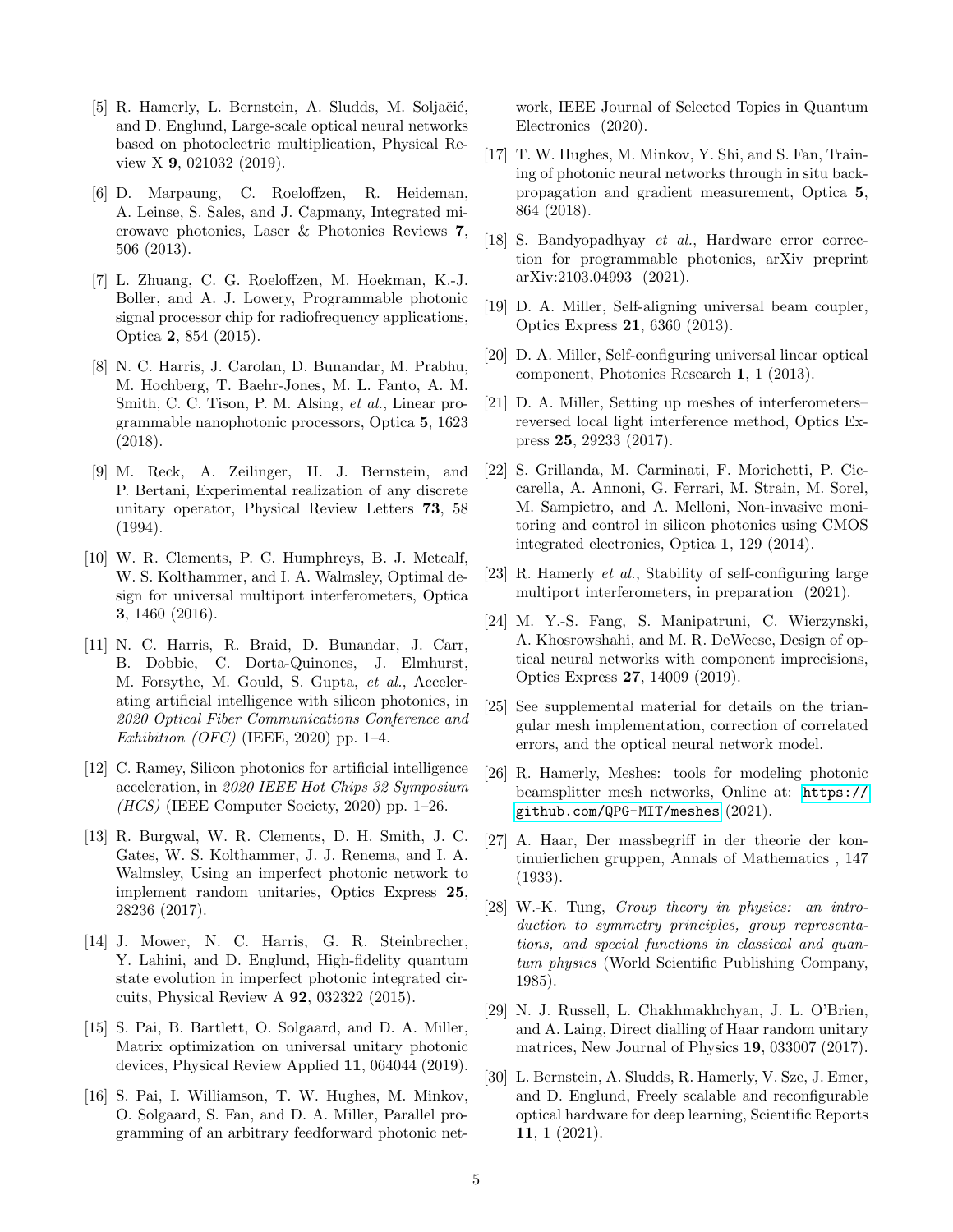[5] R. Hamerly, L. Bernstein, A. Sludds, M. Soljačić, and D. Englund, Large-scale optical neural networks based on photoelectric multiplication, Physical Review X **9**, 021032 (2019).

[6] D. Marpaung, C. Roeloffzen, R. Heideman, A. Leinse, S. Sales, and J. Capmany, Integrated microwave photonics, Laser & Photonics Reviews **7**, 506 (2013).

[7] L. Zhuang, C. G. Roeloffzen, M. Hoekman, K.-J. Boller, and A. J. Lowery, Programmable photonic signal processor chip for radiofrequency applications, Optica **2**, 854 (2015).

[8] N. C. Harris, J. Carolan, D. Bunandar, M. Prabhu, M. Hochberg, T. Baehr-Jones, M. L. Fanto, A. M. Smith, C. C. Tison, P. M. Alsing, *et al.*, Linear programmable nanophotonic processors, Optica **5**, 1623 (2018).

[9] M. Reck, A. Zeilinger, H. J. Bernstein, and P. Bertani, Experimental realization of any discrete unitary operator, Physical Review Letters **73**, 58 (1994).

[10] W. R. Clements, P. C. Humphreys, B. J. Metcalf, W. S. Kolthammer, and I. A. Walmsley, Optimal design for universal multiport interferometers, Optica **3**, 1460 (2016).

[11] N. C. Harris, R. Braid, D. Bunandar, J. Carr, B. Dobbie, C. Dorta-Quinones, J. Elmhurst, M. Forsythe, M. Gould, S. Gupta, *et al.*, Accelerating artificial intelligence with silicon photonics, in *2020 Optical Fiber Communications Conference and Exhibition (OFC)* (IEEE, 2020) pp. 1–4.

[12] C. Ramey, Silicon photonics for artificial intelligence acceleration, in *2020 IEEE Hot Chips 32 Symposium (HCS)* (IEEE Computer Society, 2020) pp. 1–26.

[13] R. Burgwal, W. R. Clements, D. H. Smith, J. C. Gates, W. S. Kolthammer, J. J. Renema, and I. A. Walmsley, Using an imperfect photonic network to implement random unitaries, Optics Express **25**, 28236 (2017).

[14] J. Mower, N. C. Harris, G. R. Steinbrecher, Y. Lahini, and D. Englund, High-fidelity quantum state evolution in imperfect photonic integrated circuits, Physical Review A **92**, 032322 (2015).

[15] S. Pai, B. Bartlett, O. Solgaard, and D. A. Miller, Matrix optimization on universal unitary photonic devices, Physical Review Applied **11**, 064044 (2019).

[16] S. Pai, I. Williamson, T. W. Hughes, M. Minkov, O. Solgaard, S. Fan, and D. A. Miller, Parallel programming of an arbitrary feedforward photonic network, IEEE Journal of Selected Topics in Quantum Electronics (2020).

[17] T. W. Hughes, M. Minkov, Y. Shi, and S. Fan, Training of photonic neural networks through in situ backpropagation and gradient measurement, Optica **5**, 864 (2018).

[18] S. Bandyopadhyay *et al.*, Hardware error correction for programmable photonics, arXiv preprint arXiv:2103.04993 (2021).

[19] D. A. Miller, Self-aligning universal beam coupler, Optics Express **21**, 6360 (2013).

[20] D. A. Miller, Self-configuring universal linear optical component, Photonics Research **1**, 1 (2013).

[21] D. A. Miller, Setting up meshes of interferometers–reversed local light interference method, Optics Express **25**, 29233 (2017).

[22] S. Grillanda, M. Carminati, F. Morichetti, P. Ciccarella, A. Annoni, G. Ferrari, M. Strain, M. Sorel, M. Sampietro, and A. Melloni, Non-invasive monitoring and control in silicon photonics using CMOS integrated electronics, Optica **1**, 129 (2014).

[23] R. Hamerly *et al.*, Stability of self-configuring large multiport interferometers, in preparation (2021).

[24] M. Y.-S. Fang, S. Manipatruni, C. Wierzynski, A. Khosrowshahi, and M. R. DeWeese, Design of optical neural networks with component imprecisions, Optics Express **27**, 14009 (2019).

[25] See supplemental material for details on the triangular mesh implementation, correction of correlated errors, and the optical neural network model.

[26] R. Hamerly, Meshes: tools for modeling photonic beamsplitter mesh networks, Online at: https://github.com/QPG-MIT/meshes (2021).

[27] A. Haar, Der massbegriff in der theorie der kontinuierlichen gruppen, Annals of Mathematics , 147 (1933).

[28] W.-K. Tung, *Group theory in physics: an introduction to symmetry principles, group representations, and special functions in classical and quantum physics* (World Scientific Publishing Company, 1985).

[29] N. J. Russell, L. Chakhmakhchyan, J. L. O'Brien, and A. Laing, Direct dialling of Haar random unitary matrices, New Journal of Physics **19**, 033007 (2017).

[30] L. Bernstein, A. Sludds, R. Hamerly, V. Sze, J. Emer, and D. Englund, Freely scalable and reconfigurable optical hardware for deep learning, Scientific Reports **11**, 1 (2021).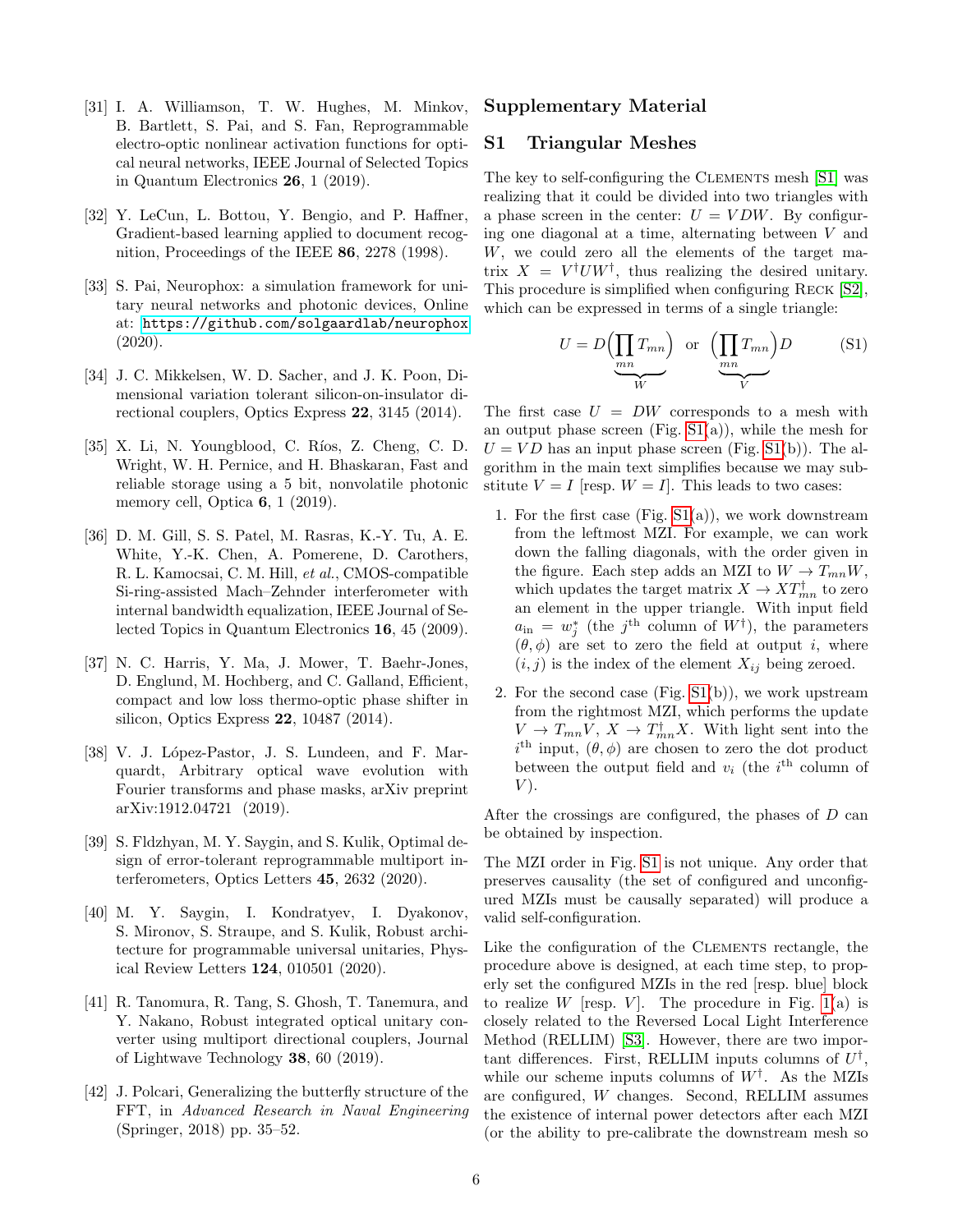[31] I. A. Williamson, T. W. Hughes, M. Minkov, B. Bartlett, S. Pai, and S. Fan, Reprogrammable electro-optic nonlinear activation functions for optical neural networks, IEEE Journal of Selected Topics in Quantum Electronics **26**, 1 (2019).

[32] Y. LeCun, L. Bottou, Y. Bengio, and P. Haffner, Gradient-based learning applied to document recognition, Proceedings of the IEEE **86**, 2278 (1998).

[33] S. Pai, Neurophox: a simulation framework for unitary neural networks and photonic devices, Online at: https://github.com/solgaardlab/neurophox (2020).

[34] J. C. Mikkelsen, W. D. Sacher, and J. K. Poon, Dimensional variation tolerant silicon-on-insulator directional couplers, Optics Express **22**, 3145 (2014).

[35] X. Li, N. Youngblood, C. Ríos, Z. Cheng, C. D. Wright, W. H. Pernice, and H. Bhaskaran, Fast and reliable storage using a 5 bit, nonvolatile photonic memory cell, Optica **6**, 1 (2019).

[36] D. M. Gill, S. S. Patel, M. Rasras, K.-Y. Tu, A. E. White, Y.-K. Chen, A. Pomerene, D. Carothers, R. L. Kamocsai, C. M. Hill, *et al.*, CMOS-compatible Si-ring-assisted Mach–Zehnder interferometer with internal bandwidth equalization, IEEE Journal of Selected Topics in Quantum Electronics **16**, 45 (2009).

[37] N. C. Harris, Y. Ma, J. Mower, T. Baehr-Jones, D. Englund, M. Hochberg, and C. Galland, Efficient, compact and low loss thermo-optic phase shifter in silicon, Optics Express **22**, 10487 (2014).

[38] V. J. López-Pastor, J. S. Lundeen, and F. Marquardt, Arbitrary optical wave evolution with Fourier transforms and phase masks, arXiv preprint arXiv:1912.04721 (2019).

[39] S. Fldzhyan, M. Y. Saygin, and S. Kulik, Optimal design of error-tolerant reprogrammable multiport interferometers, Optics Letters **45**, 2632 (2020).

[40] M. Y. Saygin, I. Kondratyev, I. Dyakonov, S. Mironov, S. Straupe, and S. Kulik, Robust architecture for programmable universal unitaries, Physical Review Letters **124**, 010501 (2020).

[41] R. Tanomura, R. Tang, S. Ghosh, T. Tanemura, and Y. Nakano, Robust integrated optical unitary converter using multiport directional couplers, Journal of Lightwave Technology **38**, 60 (2019).

[42] J. Polcari, Generalizing the butterfly structure of the FFT, in *Advanced Research in Naval Engineering* (Springer, 2018) pp. 35–52.

## Supplementary Material

### S1 Triangular Meshes

The key to self-configuring the Clements mesh [S1] was realizing that it could be divided into two triangles with a phase screen in the center: $U = VDW$. By configuring one diagonal at a time, alternating between $V$ and $W$, we could zero all the elements of the target matrix $X = V^\dagger U W^\dagger$, thus realizing the desired unitary. This procedure is simplified when configuring Reck [S2], which can be expressed in terms of a single triangle:

$$U = D\underbrace{\Bigl(\prod_{mn} T_{mn}\Bigr)}_{W} \quad \text{or} \quad \underbrace{\Bigl(\prod_{mn} T_{mn}\Bigr)}_{V} D \qquad \text{(S1)}$$

The first case $U = DW$ corresponds to a mesh with an output phase screen (Fig. S1(a)), while the mesh for $U = VD$ has an input phase screen (Fig. S1(b)). The algorithm in the main text simplifies because we may substitute $V = I$ [resp. $W = I$]. This leads to two cases:

1. For the first case (Fig. S1(a)), we work downstream from the leftmost MZI. For example, we can work down the falling diagonals, with the order given in the figure. Each step adds an MZI to $W \to T_{mn}W$, which updates the target matrix $X \to XT_{mn}^\dagger$ to zero an element in the upper triangle. With input field $a_{\rm in} = w_j^*$ (the $j^{\rm th}$ column of $W^\dagger$), the parameters $(\theta, \phi)$ are set to zero the field at output $i$, where $(i, j)$ is the index of the element $X_{ij}$ being zeroed.

2. For the second case (Fig. S1(b)), we work upstream from the rightmost MZI, which performs the update $V \to T_{mn}V$, $X \to T_{mn}^\dagger X$. With light sent into the $i^{\rm th}$ input, $(\theta, \phi)$ are chosen to zero the dot product between the output field and $v_i$ (the $i^{\rm th}$ column of $V$).

After the crossings are configured, the phases of $D$ can be obtained by inspection.

The MZI order in Fig. S1 is not unique. Any order that preserves causality (the set of configured and unconfigured MZIs must be causally separated) will produce a valid self-configuration.

Like the configuration of the Clements rectangle, the procedure above is designed, at each time step, to properly set the configured MZIs in the red [resp. blue] block to realize $W$ [resp. $V$]. The procedure in Fig. 1(a) is closely related to the Reversed Local Light Interference Method (RELLIM) [S3]. However, there are two important differences. First, RELLIM inputs columns of $U^\dagger$, while our scheme inputs columns of $W^\dagger$. As the MZIs are configured, $W$ changes. Second, RELLIM assumes the existence of internal power detectors after each MZI (or the ability to pre-calibrate the downstream mesh so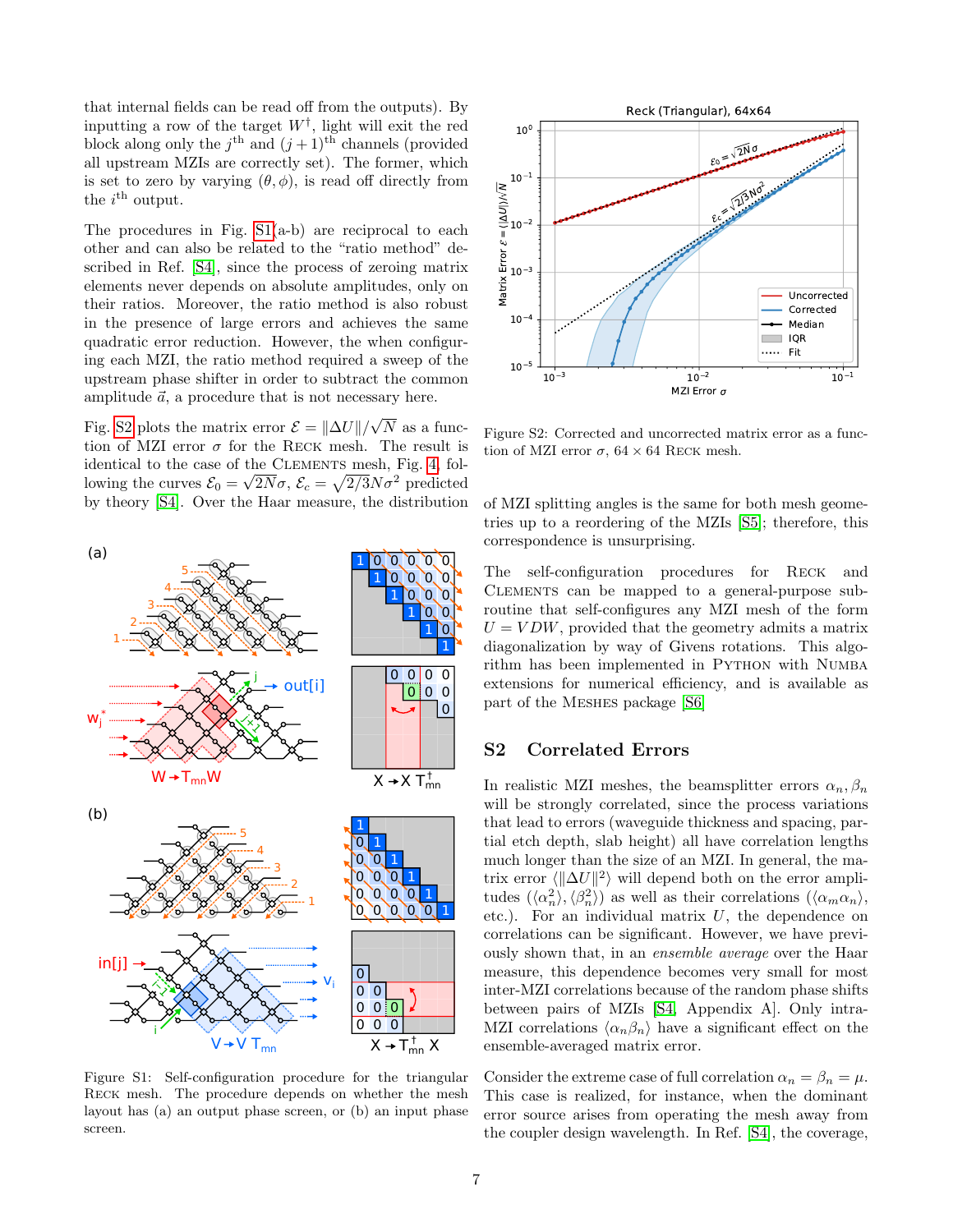that internal fields can be read off from the outputs). By inputting a row of the target $W^\dagger$, light will exit the red block along only the $j^{\text{th}}$ and $(j+1)^{\text{th}}$ channels (provided all upstream MZIs are correctly set). The former, which is set to zero by varying $(\theta, \phi)$, is read off directly from the $i^{\text{th}}$ output.

The procedures in Fig. S1(a-b) are reciprocal to each other and can also be related to the "ratio method" described in Ref. [S4], since the process of zeroing matrix elements never depends on absolute amplitudes, only on their ratios. Moreover, the ratio method is also robust in the presence of large errors and achieves the same quadratic error reduction. However, the when configuring each MZI, the ratio method required a sweep of the upstream phase shifter in order to subtract the common amplitude $\vec{a}$, a procedure that is not necessary here.

Fig. S2 plots the matrix error $\mathcal{E} = \|\Delta U\|/\sqrt{N}$ as a function of MZI error $\sigma$ for the Reck mesh. The result is identical to the case of the Clements mesh, Fig. 4, following the curves $\mathcal{E}_0 = \sqrt{2N}\sigma$, $\mathcal{E}_c = \sqrt{2/3}N\sigma^2$ predicted by theory [S4]. Over the Haar measure, the distribution of MZI splitting angles is the same for both mesh geometries up to a reordering of the MZIs [S5]; therefore, this correspondence is unsurprising.

Figure S1: Self-configuration procedure for the triangular Reck mesh. The procedure depends on whether the mesh layout has (a) an output phase screen, or (b) an input phase screen.

Figure S2: Corrected and uncorrected matrix error as a function of MZI error $\sigma$, $64 \times 64$ Reck mesh.

The self-configuration procedures for Reck and Clements can be mapped to a general-purpose subroutine that self-configures any MZI mesh of the form $U = VDW$, provided that the geometry admits a matrix diagonalization by way of Givens rotations. This algorithm has been implemented in Python with Numba extensions for numerical efficiency, and is available as part of the Meshes package [S6].

## S2 Correlated Errors

In realistic MZI meshes, the beamsplitter errors $\alpha_n, \beta_n$ will be strongly correlated, since the process variations that lead to errors (waveguide thickness and spacing, partial etch depth, slab height) all have correlation lengths much longer than the size of an MZI. In general, the matrix error $\langle\|\Delta U\|^2\rangle$ will depend both on the error amplitudes ($\langle\alpha_n^2\rangle, \langle\beta_n^2\rangle$) as well as their correlations ($\langle\alpha_m\alpha_n\rangle$, etc.). For an individual matrix $U$, the dependence on correlations can be significant. However, we have previously shown that, in an *ensemble average* over the Haar measure, this dependence becomes very small for most inter-MZI correlations because of the random phase shifts between pairs of MZIs [S4, Appendix A]. Only intra-MZI correlations $\langle\alpha_n\beta_n\rangle$ have a significant effect on the ensemble-averaged matrix error.

Consider the extreme case of full correlation $\alpha_n = \beta_n = \mu$. This case is realized, for instance, when the dominant error source arises from operating the mesh away from the coupler design wavelength. In Ref. [S4], the coverage,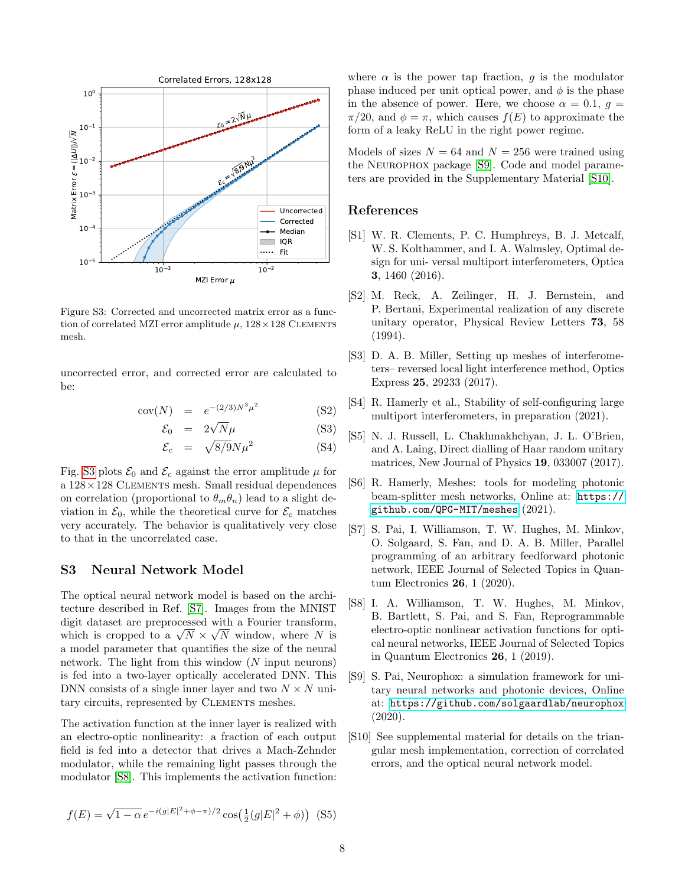Correlated Errors, 128x128

Matrix Error $\mathcal{E} = \langle|\Delta U|\rangle/\sqrt{N}$

MZI Error $\mu$

$\mathcal{E}_0 = 2\sqrt{N}\mu$

$\mathcal{E}_c = \sqrt{8/9}N\mu^2$

Uncorrected
Corrected
Median
IQR
Fit

$10^0$
$10^{-1}$
$10^{-2}$
$10^{-3}$
$10^{-4}$
$10^{-5}$
$10^{-3}$
$10^{-2}$

Figure S3: Corrected and uncorrected matrix error as a function of correlated MZI error amplitude $\mu$, $128\times128$ Clements mesh.

uncorrected error, and corrected error are calculated to be:

$$\mathrm{cov}(N) = e^{-(2/3)N^3\mu^2} \tag{S2}$$

$$\mathcal{E}_0 = 2\sqrt{N}\mu \tag{S3}$$

$$\mathcal{E}_c = \sqrt{8/9}N\mu^2 \tag{S4}$$

Fig. S3 plots $\mathcal{E}_0$ and $\mathcal{E}_c$ against the error amplitude $\mu$ for a $128\times128$ Clements mesh. Small residual dependences on correlation (proportional to $\theta_m\theta_n$) lead to a slight deviation in $\mathcal{E}_0$, while the theoretical curve for $\mathcal{E}_c$ matches very accurately. The behavior is qualitatively very close to that in the uncorrelated case.

## S3 Neural Network Model

The optical neural network model is based on the architecture described in Ref. [S7]. Images from the MNIST digit dataset are preprocessed with a Fourier transform, which is cropped to a $\sqrt{N}\times\sqrt{N}$ window, where $N$ is a model parameter that quantifies the size of the neural network. The light from this window ($N$ input neurons) is fed into a two-layer optically accelerated DNN. This DNN consists of a single inner layer and two $N\times N$ unitary circuits, represented by Clements meshes.

The activation function at the inner layer is realized with an electro-optic nonlinearity: a fraction of each output field is fed into a detector that drives a Mach-Zehnder modulator, while the remaining light passes through the modulator [S8]. This implements the activation function:

$$f(E) = \sqrt{1-\alpha}\, e^{-i(g|E|^2+\phi-\pi)/2}\cos\!\big(\tfrac{1}{2}(g|E|^2+\phi)\big) \tag{S5}$$

where $\alpha$ is the power tap fraction, $g$ is the modulator phase induced per unit optical power, and $\phi$ is the phase in the absence of power. Here, we choose $\alpha = 0.1$, $g = \pi/20$, and $\phi = \pi$, which causes $f(E)$ to approximate the form of a leaky ReLU in the right power regime.

Models of sizes $N = 64$ and $N = 256$ were trained using the Neurophox package [S9]. Code and model parameters are provided in the Supplementary Material [S10].

## References

[S1] W. R. Clements, P. C. Humphreys, B. J. Metcalf, W. S. Kolthammer, and I. A. Walmsley, Optimal design for uni- versal multiport interferometers, Optica **3**, 1460 (2016).

[S2] M. Reck, A. Zeilinger, H. J. Bernstein, and P. Bertani, Experimental realization of any discrete unitary operator, Physical Review Letters **73**, 58 (1994).

[S3] D. A. B. Miller, Setting up meshes of interferometers– reversed local light interference method, Optics Express **25**, 29233 (2017).

[S4] R. Hamerly et al., Stability of self-configuring large multiport interferometers, in preparation (2021).

[S5] N. J. Russell, L. Chakhmakhchyan, J. L. O'Brien, and A. Laing, Direct dialling of Haar random unitary matrices, New Journal of Physics **19**, 033007 (2017).

[S6] R. Hamerly, Meshes: tools for modeling photonic beam-splitter mesh networks, Online at: https://github.com/QPG-MIT/meshes (2021).

[S7] S. Pai, I. Williamson, T. W. Hughes, M. Minkov, O. Solgaard, S. Fan, and D. A. B. Miller, Parallel programming of an arbitrary feedforward photonic network, IEEE Journal of Selected Topics in Quantum Electronics **26**, 1 (2020).

[S8] I. A. Williamson, T. W. Hughes, M. Minkov, B. Bartlett, S. Pai, and S. Fan, Reprogrammable electro-optic nonlinear activation functions for optical neural networks, IEEE Journal of Selected Topics in Quantum Electronics **26**, 1 (2019).

[S9] S. Pai, Neurophox: a simulation framework for unitary neural networks and photonic devices, Online at: https://github.com/solgaardlab/neurophox (2020).

[S10] See supplemental material for details on the triangular mesh implementation, correction of correlated errors, and the optical neural network model.